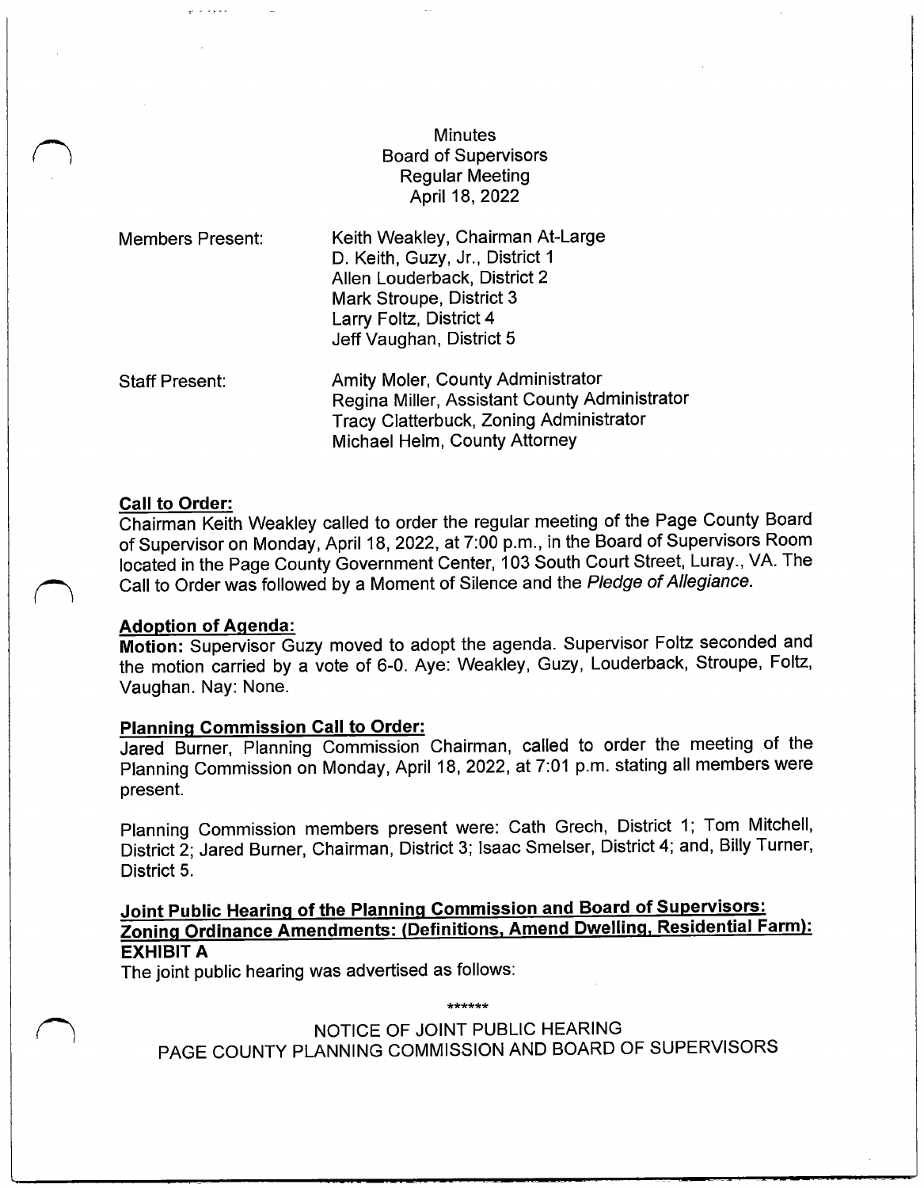Minutes
Board of Supervisors
Regular Meeting
April 18, 2022

Members Present:

Keith Weakley, Chairman At-Large
D. Keith, Guzy, Jr., District 1
Allen Louderback, District 2
Mark Stroupe, District 3
Larry Foltz, District 4
Jeff Vaughan, District 5

Staff Present:

Amity Moler, County Administrator
Regina Miller, Assistant County Administrator
Tracy Clatterbuck, Zoning Administrator
Michael Helm, County Attorney

**Call to Order:**

Chairman Keith Weakley called to order the regular meeting of the Page County Board of Supervisor on Monday, April 18, 2022, at 7:00 p.m., in the Board of Supervisors Room located in the Page County Government Center, 103 South Court Street, Luray., VA. The Call to Order was followed by a Moment of Silence and the *Pledge of Allegiance.*

**Adoption of Agenda:**

**Motion:** Supervisor Guzy moved to adopt the agenda. Supervisor Foltz seconded and the motion carried by a vote of 6-0. Aye: Weakley, Guzy, Louderback, Stroupe, Foltz, Vaughan. Nay: None.

**Planning Commission Call to Order:**

Jared Burner, Planning Commission Chairman, called to order the meeting of the Planning Commission on Monday, April 18, 2022, at 7:01 p.m. stating all members were present.

Planning Commission members present were: Cath Grech, District 1; Tom Mitchell, District 2; Jared Burner, Chairman, District 3; Isaac Smelser, District 4; and, Billy Turner, District 5.

**Joint Public Hearing of the Planning Commission and Board of Supervisors: Zoning Ordinance Amendments: (Definitions, Amend Dwelling, Residential Farm): EXHIBIT A**

The joint public hearing was advertised as follows:

******

NOTICE OF JOINT PUBLIC HEARING
PAGE COUNTY PLANNING COMMISSION AND BOARD OF SUPERVISORS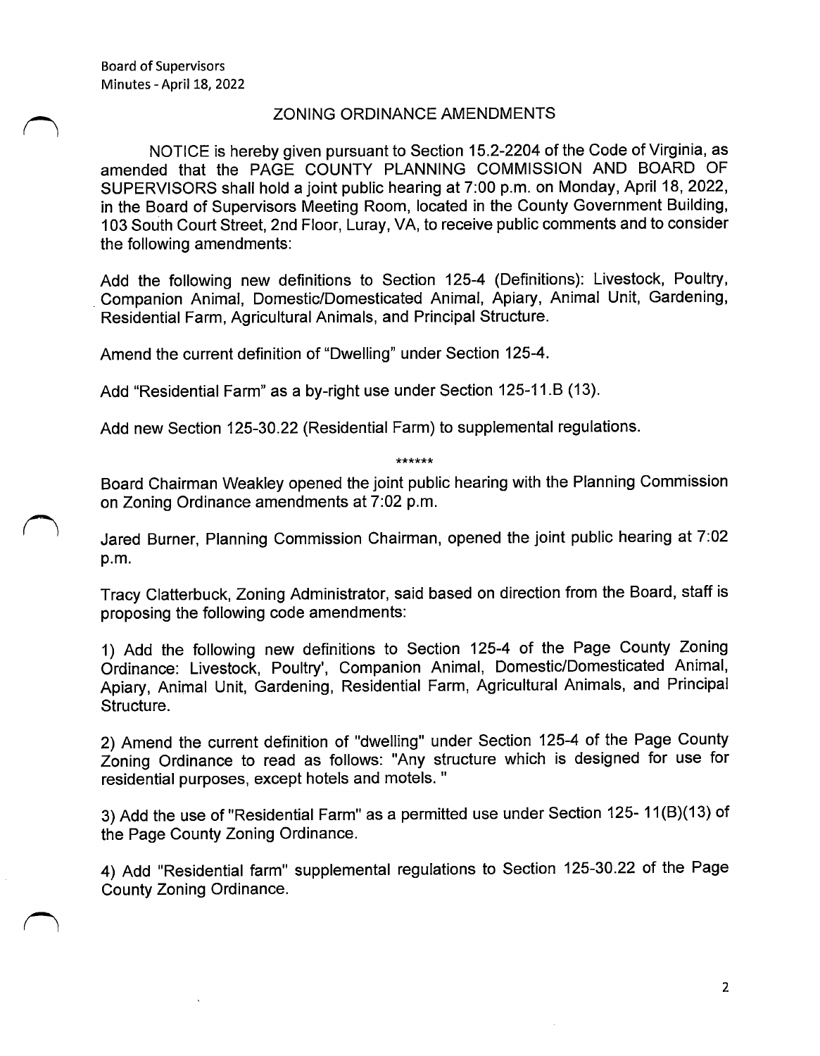## ZONING ORDINANCE AMENDMENTS

NOTICE is hereby given pursuant to Section 15.2-2204 of the Code of Virginia, as amended that the PAGE COUNTY PLANNING COMMISSION AND BOARD OF SUPERVISORS shall hold a joint public hearing at 7:00 p.m. on Monday, April 18, 2022, in the Board of Supervisors Meeting Room, located in the County Government Building, 103 South Court Street, 2nd Floor, Luray, VA, to receive public comments and to consider the following amendments:

Add the following new definitions to Section 125-4 (Definitions): Livestock, Poultry, Companion Animal, Domestic/Domesticated Animal, Apiary, Animal Unit, Gardening, Residential Farm, Agricultural Animals, and Principal Structure.

Amend the current definition of "Dwelling" under Section 125-4.

Add "Residential Farm" as a by-right use under Section 125-11.B (13).

Add new Section 125-30.22 (Residential Farm) to supplemental regulations.

******

Board Chairman Weakley opened the joint public hearing with the Planning Commission on Zoning Ordinance amendments at 7:02 p.m.

Jared Burner, Planning Commission Chairman, opened the joint public hearing at 7:02 p.m.

Tracy Clatterbuck, Zoning Administrator, said based on direction from the Board, staff is proposing the following code amendments:

1) Add the following new definitions to Section 125-4 of the Page County Zoning Ordinance: Livestock, Poultry', Companion Animal, Domestic/Domesticated Animal, Apiary, Animal Unit, Gardening, Residential Farm, Agricultural Animals, and Principal Structure.

2) Amend the current definition of "dwelling" under Section 125-4 of the Page County Zoning Ordinance to read as follows: "Any structure which is designed for use for residential purposes, except hotels and motels. "

3) Add the use of "Residential Farm" as a permitted use under Section 125- 11(B)(13) of the Page County Zoning Ordinance.

4) Add "Residential farm" supplemental regulations to Section 125-30.22 of the Page County Zoning Ordinance.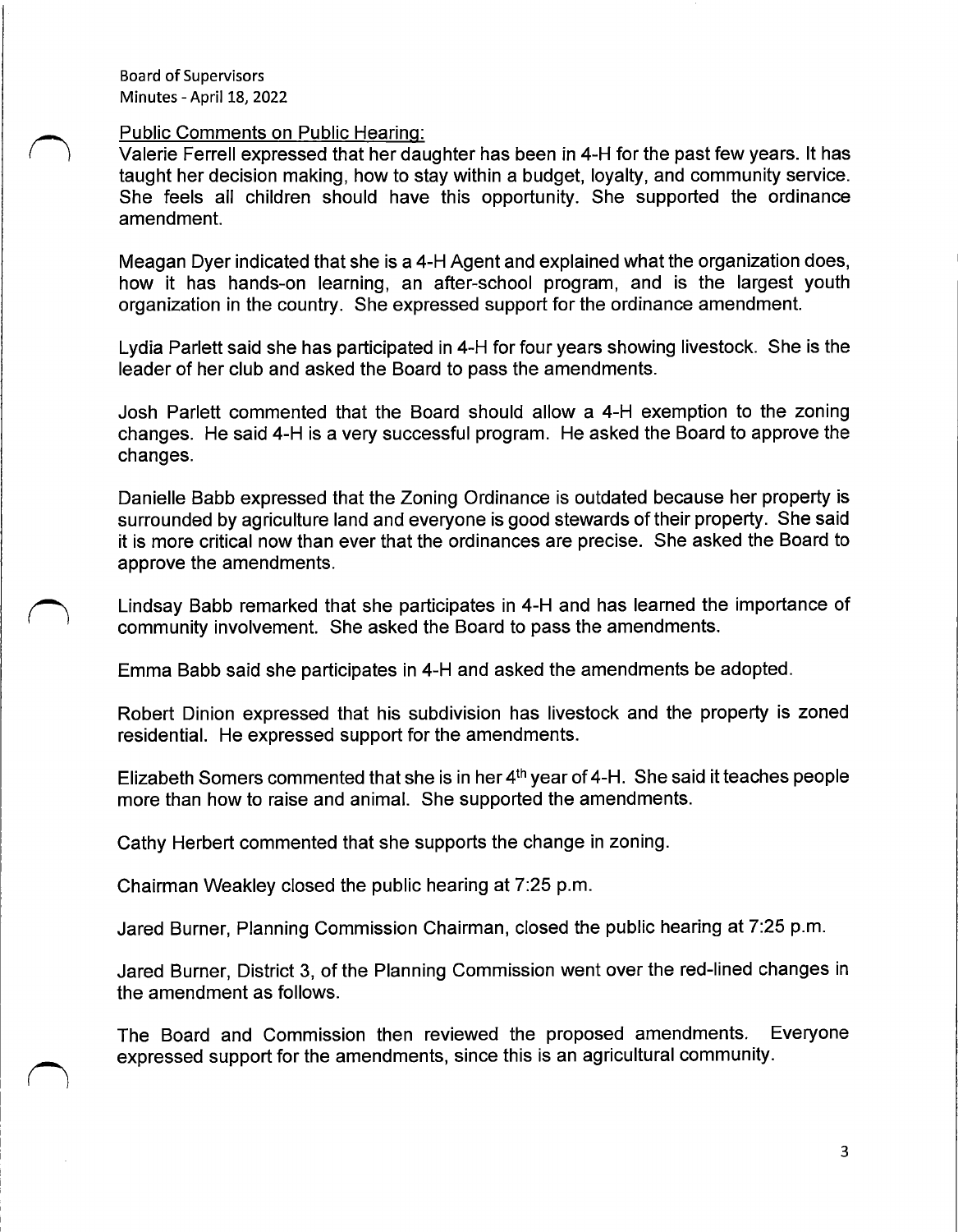Public Comments on Public Hearing:

Valerie Ferrell expressed that her daughter has been in 4-H for the past few years. It has taught her decision making, how to stay within a budget, loyalty, and community service. She feels all children should have this opportunity. She supported the ordinance amendment.

Meagan Dyer indicated that she is a 4-H Agent and explained what the organization does, how it has hands-on learning, an after-school program, and is the largest youth organization in the country. She expressed support for the ordinance amendment.

Lydia Parlett said she has participated in 4-H for four years showing livestock. She is the leader of her club and asked the Board to pass the amendments.

Josh Parlett commented that the Board should allow a 4-H exemption to the zoning changes. He said 4-H is a very successful program. He asked the Board to approve the changes.

Danielle Babb expressed that the Zoning Ordinance is outdated because her property is surrounded by agriculture land and everyone is good stewards of their property. She said it is more critical now than ever that the ordinances are precise. She asked the Board to approve the amendments.

Lindsay Babb remarked that she participates in 4-H and has learned the importance of community involvement. She asked the Board to pass the amendments.

Emma Babb said she participates in 4-H and asked the amendments be adopted.

Robert Dinion expressed that his subdivision has livestock and the property is zoned residential. He expressed support for the amendments.

Elizabeth Somers commented that she is in her 4th year of 4-H. She said it teaches people more than how to raise and animal. She supported the amendments.

Cathy Herbert commented that she supports the change in zoning.

Chairman Weakley closed the public hearing at 7:25 p.m.

Jared Burner, Planning Commission Chairman, closed the public hearing at 7:25 p.m.

Jared Burner, District 3, of the Planning Commission went over the red-lined changes in the amendment as follows.

The Board and Commission then reviewed the proposed amendments. Everyone expressed support for the amendments, since this is an agricultural community.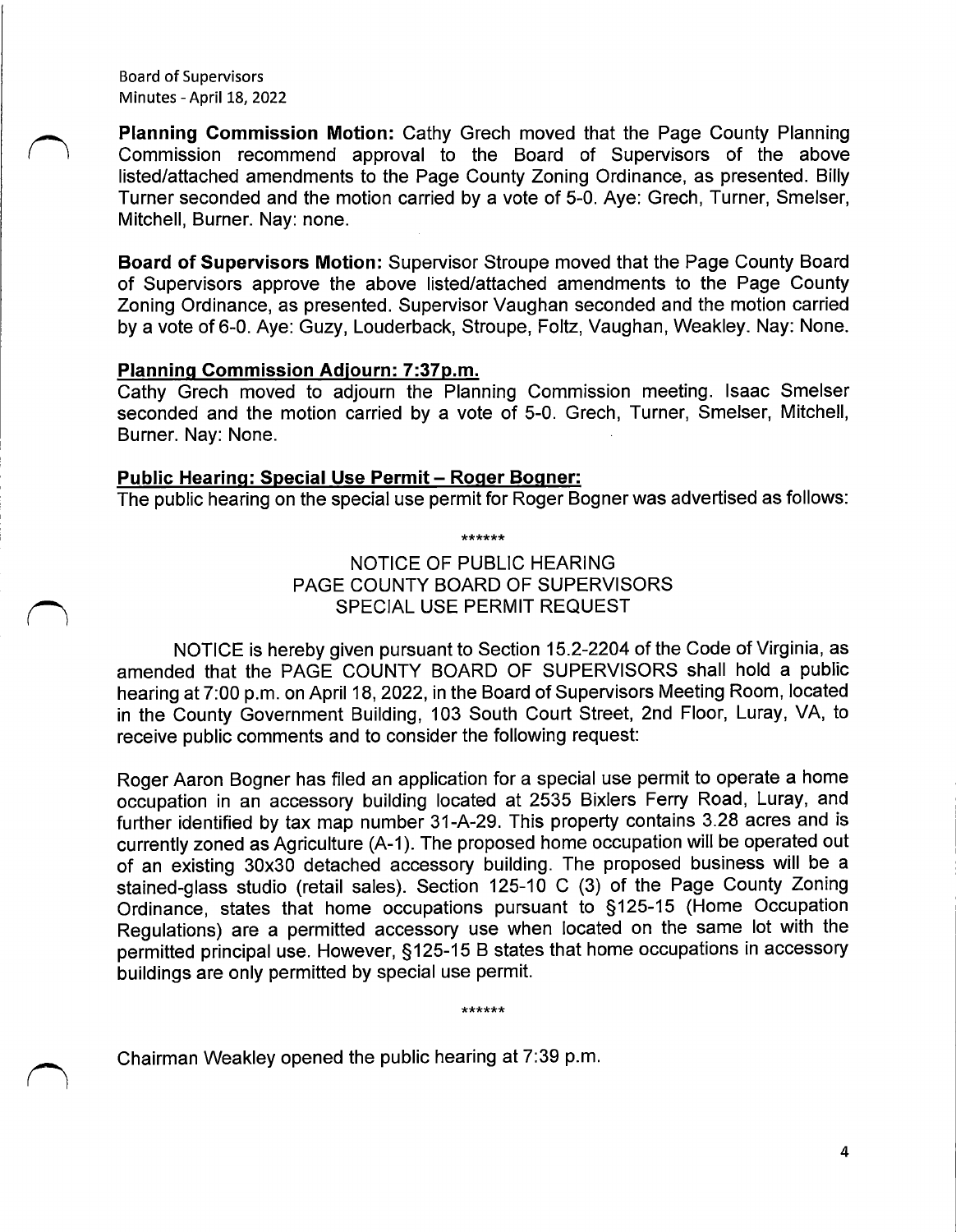**Planning Commission Motion:** Cathy Grech moved that the Page County Planning Commission recommend approval to the Board of Supervisors of the above listed/attached amendments to the Page County Zoning Ordinance, as presented. Billy Turner seconded and the motion carried by a vote of 5-0. Aye: Grech, Turner, Smelser, Mitchell, Burner. Nay: none.

**Board of Supervisors Motion:** Supervisor Stroupe moved that the Page County Board of Supervisors approve the above listed/attached amendments to the Page County Zoning Ordinance, as presented. Supervisor Vaughan seconded and the motion carried by a vote of 6-0. Aye: Guzy, Louderback, Stroupe, Foltz, Vaughan, Weakley. Nay: None.

**Planning Commission Adjourn: 7:37p.m.**

Cathy Grech moved to adjourn the Planning Commission meeting. Isaac Smelser seconded and the motion carried by a vote of 5-0. Grech, Turner, Smelser, Mitchell, Burner. Nay: None.

**Public Hearing: Special Use Permit – Roger Bogner:**

The public hearing on the special use permit for Roger Bogner was advertised as follows:

******

NOTICE OF PUBLIC HEARING
PAGE COUNTY BOARD OF SUPERVISORS
SPECIAL USE PERMIT REQUEST

NOTICE is hereby given pursuant to Section 15.2-2204 of the Code of Virginia, as amended that the PAGE COUNTY BOARD OF SUPERVISORS shall hold a public hearing at 7:00 p.m. on April 18, 2022, in the Board of Supervisors Meeting Room, located in the County Government Building, 103 South Court Street, 2nd Floor, Luray, VA, to receive public comments and to consider the following request:

Roger Aaron Bogner has filed an application for a special use permit to operate a home occupation in an accessory building located at 2535 Bixlers Ferry Road, Luray, and further identified by tax map number 31-A-29. This property contains 3.28 acres and is currently zoned as Agriculture (A-1). The proposed home occupation will be operated out of an existing 30x30 detached accessory building. The proposed business will be a stained-glass studio (retail sales). Section 125-10 C (3) of the Page County Zoning Ordinance, states that home occupations pursuant to §125-15 (Home Occupation Regulations) are a permitted accessory use when located on the same lot with the permitted principal use. However, §125-15 B states that home occupations in accessory buildings are only permitted by special use permit.

******

Chairman Weakley opened the public hearing at 7:39 p.m.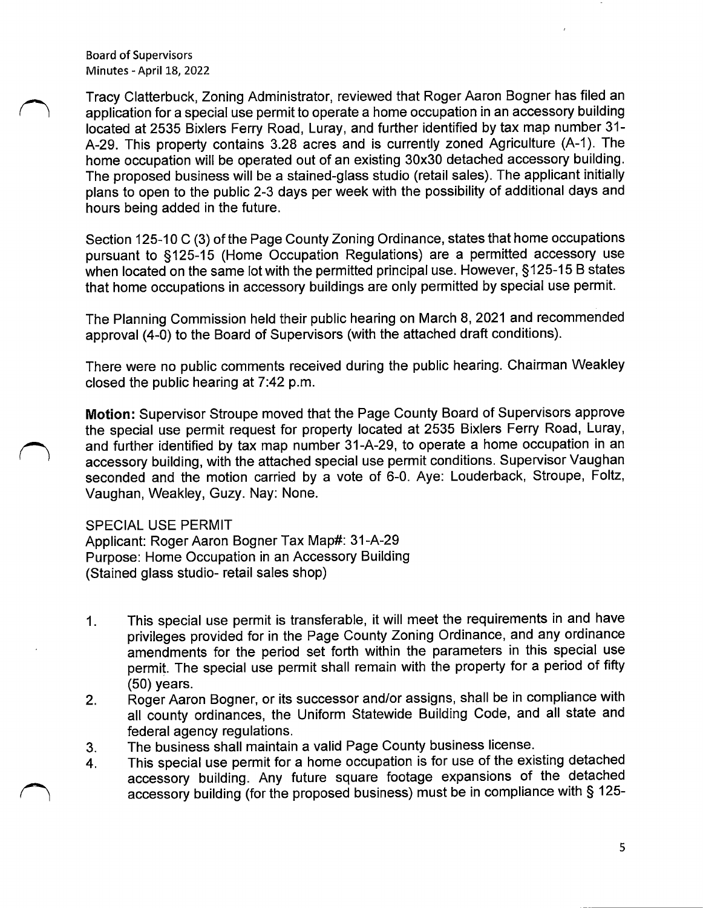Tracy Clatterbuck, Zoning Administrator, reviewed that Roger Aaron Bogner has filed an application for a special use permit to operate a home occupation in an accessory building located at 2535 Bixlers Ferry Road, Luray, and further identified by tax map number 31-A-29. This property contains 3.28 acres and is currently zoned Agriculture (A-1). The home occupation will be operated out of an existing 30x30 detached accessory building. The proposed business will be a stained-glass studio (retail sales). The applicant initially plans to open to the public 2-3 days per week with the possibility of additional days and hours being added in the future.

Section 125-10 C (3) of the Page County Zoning Ordinance, states that home occupations pursuant to §125-15 (Home Occupation Regulations) are a permitted accessory use when located on the same lot with the permitted principal use. However, §125-15 B states that home occupations in accessory buildings are only permitted by special use permit.

The Planning Commission held their public hearing on March 8, 2021 and recommended approval (4-0) to the Board of Supervisors (with the attached draft conditions).

There were no public comments received during the public hearing. Chairman Weakley closed the public hearing at 7:42 p.m.

**Motion:** Supervisor Stroupe moved that the Page County Board of Supervisors approve the special use permit request for property located at 2535 Bixlers Ferry Road, Luray, and further identified by tax map number 31-A-29, to operate a home occupation in an accessory building, with the attached special use permit conditions. Supervisor Vaughan seconded and the motion carried by a vote of 6-0. Aye: Louderback, Stroupe, Foltz, Vaughan, Weakley, Guzy. Nay: None.

SPECIAL USE PERMIT
Applicant: Roger Aaron Bogner Tax Map#: 31-A-29
Purpose: Home Occupation in an Accessory Building
(Stained glass studio- retail sales shop)

1. This special use permit is transferable, it will meet the requirements in and have privileges provided for in the Page County Zoning Ordinance, and any ordinance amendments for the period set forth within the parameters in this special use permit. The special use permit shall remain with the property for a period of fifty (50) years.
2. Roger Aaron Bogner, or its successor and/or assigns, shall be in compliance with all county ordinances, the Uniform Statewide Building Code, and all state and federal agency regulations.
3. The business shall maintain a valid Page County business license.
4. This special use permit for a home occupation is for use of the existing detached accessory building. Any future square footage expansions of the detached accessory building (for the proposed business) must be in compliance with § 125-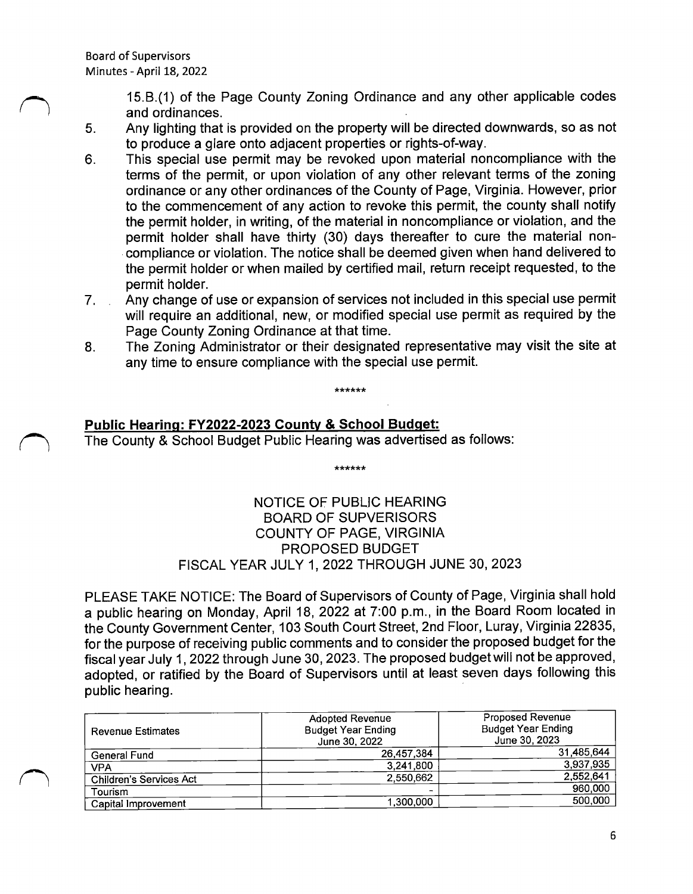15.B.(1) of the Page County Zoning Ordinance and any other applicable codes and ordinances.

5. Any lighting that is provided on the property will be directed downwards, so as not to produce a glare onto adjacent properties or rights-of-way.
6. This special use permit may be revoked upon material noncompliance with the terms of the permit, or upon violation of any other relevant terms of the zoning ordinance or any other ordinances of the County of Page, Virginia. However, prior to the commencement of any action to revoke this permit, the county shall notify the permit holder, in writing, of the material in noncompliance or violation, and the permit holder shall have thirty (30) days thereafter to cure the material non-compliance or violation. The notice shall be deemed given when hand delivered to the permit holder or when mailed by certified mail, return receipt requested, to the permit holder.
7. Any change of use or expansion of services not included in this special use permit will require an additional, new, or modified special use permit as required by the Page County Zoning Ordinance at that time.
8. The Zoning Administrator or their designated representative may visit the site at any time to ensure compliance with the special use permit.

******

**Public Hearing: FY2022-2023 County & School Budget:**

The County & School Budget Public Hearing was advertised as follows:

******

NOTICE OF PUBLIC HEARING
BOARD OF SUPVERISORS
COUNTY OF PAGE, VIRGINIA
PROPOSED BUDGET
FISCAL YEAR JULY 1, 2022 THROUGH JUNE 30, 2023

PLEASE TAKE NOTICE: The Board of Supervisors of County of Page, Virginia shall hold a public hearing on Monday, April 18, 2022 at 7:00 p.m., in the Board Room located in the County Government Center, 103 South Court Street, 2nd Floor, Luray, Virginia 22835, for the purpose of receiving public comments and to consider the proposed budget for the fiscal year July 1, 2022 through June 30, 2023. The proposed budget will not be approved, adopted, or ratified by the Board of Supervisors until at least seven days following this public hearing.

| Revenue Estimates | Adopted Revenue Budget Year Ending June 30, 2022 | Proposed Revenue Budget Year Ending June 30, 2023 |
|---|---|---|
| General Fund | 26,457,384 | 31,485,644 |
| VPA | 3,241,800 | 3,937,935 |
| Children's Services Act | 2,550,662 | 2,552,641 |
| Tourism | - | 960,000 |
| Capital Improvement | 1,300,000 | 500,000 |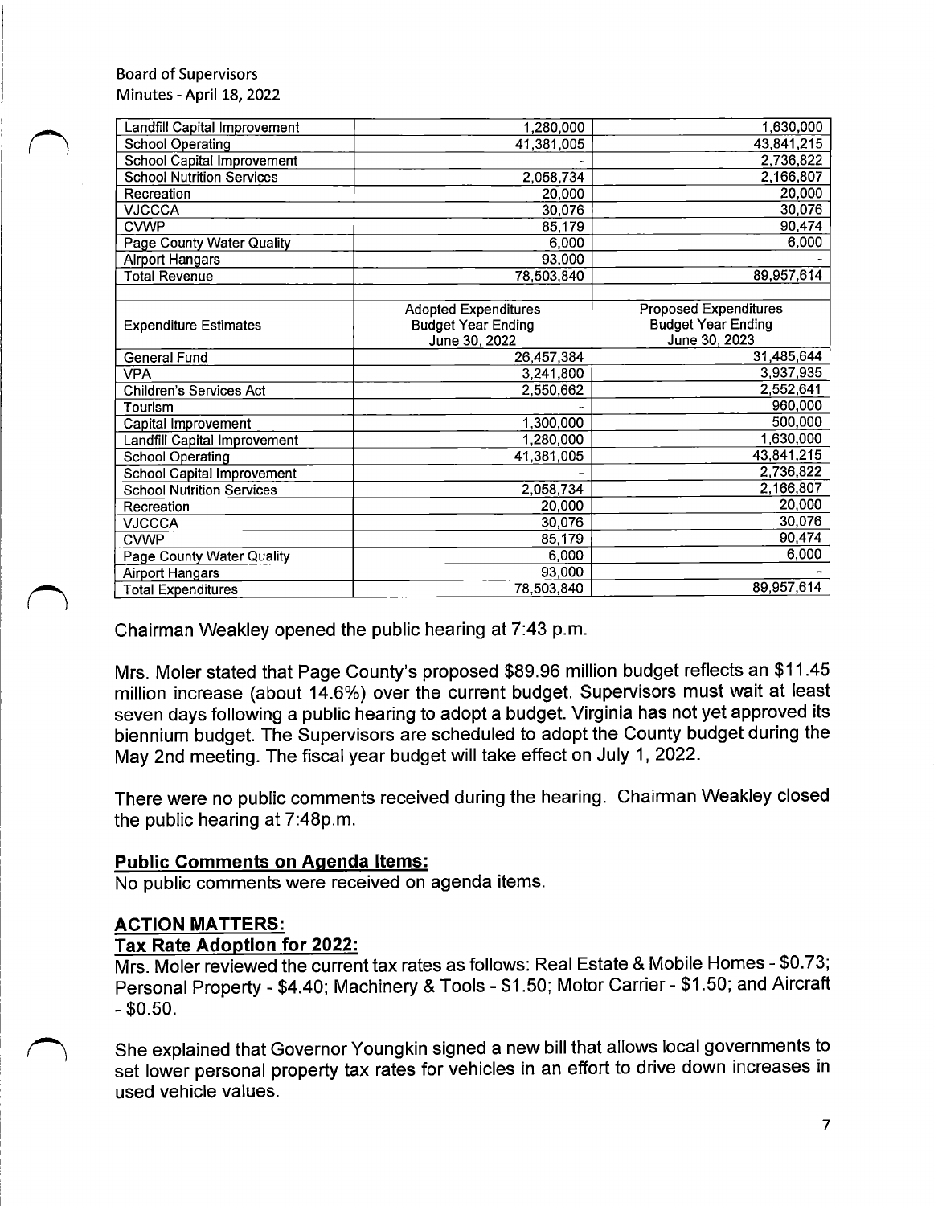| Landfill Capital Improvement | 1,280,000 | 1,630,000 |
|---|---|---|
| School Operating | 41,381,005 | 43,841,215 |
| School Capital Improvement | - | 2,736,822 |
| School Nutrition Services | 2,058,734 | 2,166,807 |
| Recreation | 20,000 | 20,000 |
| VJCCCA | 30,076 | 30,076 |
| CVWP | 85,179 | 90,474 |
| Page County Water Quality | 6,000 | 6,000 |
| Airport Hangars | 93,000 | - |
| Total Revenue | 78,503,840 | 89,957,614 |

| Expenditure Estimates | Adopted Expenditures Budget Year Ending June 30, 2022 | Proposed Expenditures Budget Year Ending June 30, 2023 |
|---|---|---|
| General Fund | 26,457,384 | 31,485,644 |
| VPA | 3,241,800 | 3,937,935 |
| Children's Services Act | 2,550,662 | 2,552,641 |
| Tourism | - | 960,000 |
| Capital Improvement | 1,300,000 | 500,000 |
| Landfill Capital Improvement | 1,280,000 | 1,630,000 |
| School Operating | 41,381,005 | 43,841,215 |
| School Capital Improvement | - | 2,736,822 |
| School Nutrition Services | 2,058,734 | 2,166,807 |
| Recreation | 20,000 | 20,000 |
| VJCCCA | 30,076 | 30,076 |
| CVWP | 85,179 | 90,474 |
| Page County Water Quality | 6,000 | 6,000 |
| Airport Hangars | 93,000 | - |
| Total Expenditures | 78,503,840 | 89,957,614 |

Chairman Weakley opened the public hearing at 7:43 p.m.

Mrs. Moler stated that Page County's proposed $89.96 million budget reflects an $11.45 million increase (about 14.6%) over the current budget. Supervisors must wait at least seven days following a public hearing to adopt a budget. Virginia has not yet approved its biennium budget. The Supervisors are scheduled to adopt the County budget during the May 2nd meeting. The fiscal year budget will take effect on July 1, 2022.

There were no public comments received during the hearing. Chairman Weakley closed the public hearing at 7:48p.m.

**Public Comments on Agenda Items:**

No public comments were received on agenda items.

**ACTION MATTERS:**

**Tax Rate Adoption for 2022:**

Mrs. Moler reviewed the current tax rates as follows: Real Estate & Mobile Homes - $0.73; Personal Property - $4.40; Machinery & Tools - $1.50; Motor Carrier - $1.50; and Aircraft - $0.50.

She explained that Governor Youngkin signed a new bill that allows local governments to set lower personal property tax rates for vehicles in an effort to drive down increases in used vehicle values.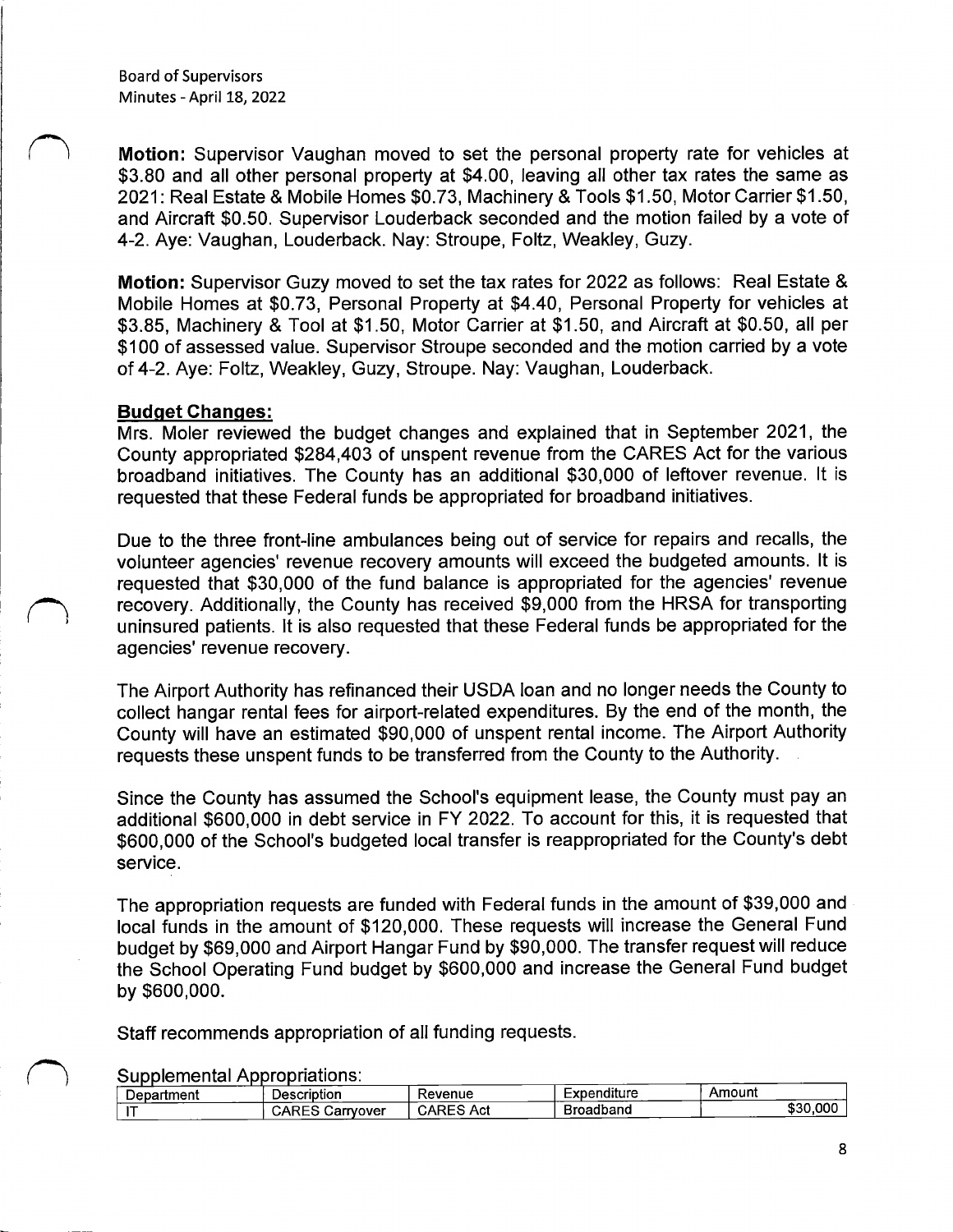**Motion:** Supervisor Vaughan moved to set the personal property rate for vehicles at $3.80 and all other personal property at $4.00, leaving all other tax rates the same as 2021: Real Estate & Mobile Homes $0.73, Machinery & Tools $1.50, Motor Carrier $1.50, and Aircraft $0.50. Supervisor Louderback seconded and the motion failed by a vote of 4-2. Aye: Vaughan, Louderback. Nay: Stroupe, Foltz, Weakley, Guzy.

**Motion:** Supervisor Guzy moved to set the tax rates for 2022 as follows: Real Estate & Mobile Homes at $0.73, Personal Property at $4.40, Personal Property for vehicles at $3.85, Machinery & Tool at $1.50, Motor Carrier at $1.50, and Aircraft at $0.50, all per $100 of assessed value. Supervisor Stroupe seconded and the motion carried by a vote of 4-2. Aye: Foltz, Weakley, Guzy, Stroupe. Nay: Vaughan, Louderback.

## Budget Changes:

Mrs. Moler reviewed the budget changes and explained that in September 2021, the County appropriated $284,403 of unspent revenue from the CARES Act for the various broadband initiatives. The County has an additional $30,000 of leftover revenue. It is requested that these Federal funds be appropriated for broadband initiatives.

Due to the three front-line ambulances being out of service for repairs and recalls, the volunteer agencies' revenue recovery amounts will exceed the budgeted amounts. It is requested that $30,000 of the fund balance is appropriated for the agencies' revenue recovery. Additionally, the County has received $9,000 from the HRSA for transporting uninsured patients. It is also requested that these Federal funds be appropriated for the agencies' revenue recovery.

The Airport Authority has refinanced their USDA loan and no longer needs the County to collect hangar rental fees for airport-related expenditures. By the end of the month, the County will have an estimated $90,000 of unspent rental income. The Airport Authority requests these unspent funds to be transferred from the County to the Authority.

Since the County has assumed the School's equipment lease, the County must pay an additional $600,000 in debt service in FY 2022. To account for this, it is requested that $600,000 of the School's budgeted local transfer is reappropriated for the County's debt service.

The appropriation requests are funded with Federal funds in the amount of $39,000 and local funds in the amount of $120,000. These requests will increase the General Fund budget by $69,000 and Airport Hangar Fund by $90,000. The transfer request will reduce the School Operating Fund budget by $600,000 and increase the General Fund budget by $600,000.

Staff recommends appropriation of all funding requests.

Supplemental Appropriations:

| Department | Description | Revenue | Expenditure | Amount |
|---|---|---|---|---|
| IT | CARES Carryover | CARES Act | Broadband | $30,000 |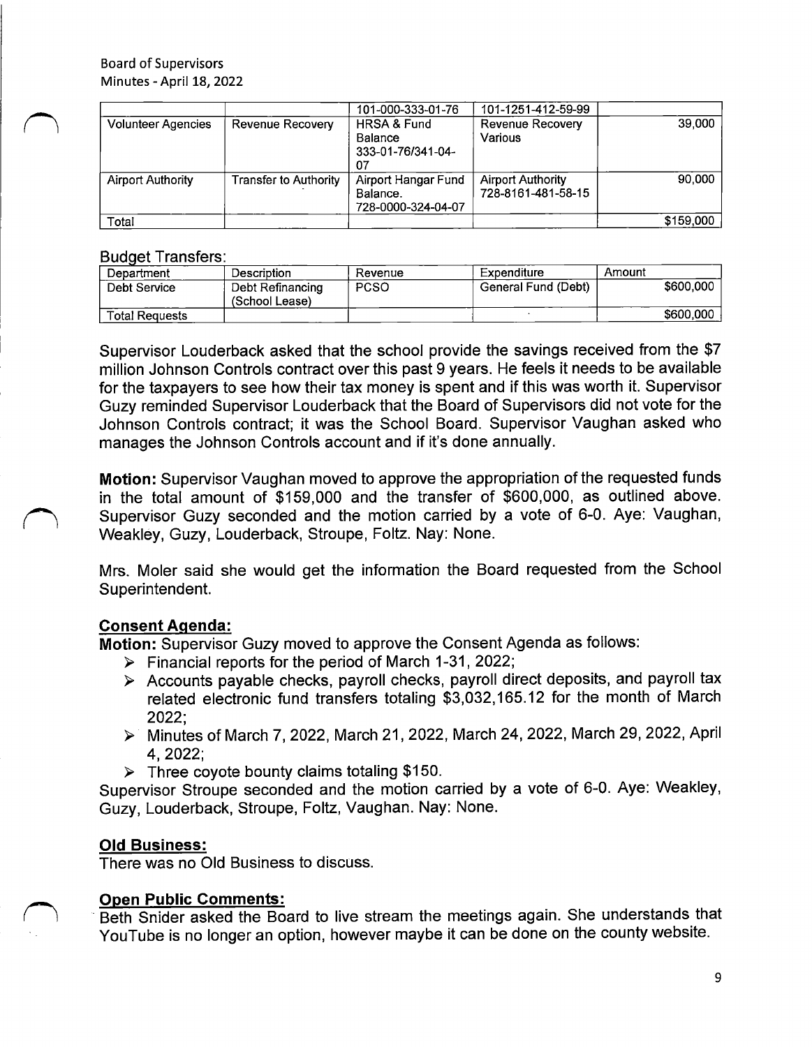| | | 101-000-333-01-76 | 101-1251-412-59-99 | |
|---|---|---|---|---|
| Volunteer Agencies | Revenue Recovery | HRSA & Fund Balance 333-01-76/341-04-07 | Revenue Recovery Various | 39,000 |
| Airport Authority | Transfer to Authority | Airport Hangar Fund Balance. 728-0000-324-04-07 | Airport Authority 728-8161-481-58-15 | 90,000 |
| Total | | | | $159,000 |

Budget Transfers:

| Department | Description | Revenue | Expenditure | Amount |
|---|---|---|---|---|
| Debt Service | Debt Refinancing (School Lease) | PCSO | General Fund (Debt) | $600,000 |
| Total Requests | | | | $600,000 |

Supervisor Louderback asked that the school provide the savings received from the $7 million Johnson Controls contract over this past 9 years. He feels it needs to be available for the taxpayers to see how their tax money is spent and if this was worth it. Supervisor Guzy reminded Supervisor Louderback that the Board of Supervisors did not vote for the Johnson Controls contract; it was the School Board. Supervisor Vaughan asked who manages the Johnson Controls account and if it's done annually.

**Motion:** Supervisor Vaughan moved to approve the appropriation of the requested funds in the total amount of $159,000 and the transfer of $600,000, as outlined above. Supervisor Guzy seconded and the motion carried by a vote of 6-0. Aye: Vaughan, Weakley, Guzy, Louderback, Stroupe, Foltz. Nay: None.

Mrs. Moler said she would get the information the Board requested from the School Superintendent.

## Consent Agenda:

**Motion:** Supervisor Guzy moved to approve the Consent Agenda as follows:

- Financial reports for the period of March 1-31, 2022;
- Accounts payable checks, payroll checks, payroll direct deposits, and payroll tax related electronic fund transfers totaling $3,032,165.12 for the month of March 2022;
- Minutes of March 7, 2022, March 21, 2022, March 24, 2022, March 29, 2022, April 4, 2022;
- Three coyote bounty claims totaling $150.

Supervisor Stroupe seconded and the motion carried by a vote of 6-0. Aye: Weakley, Guzy, Louderback, Stroupe, Foltz, Vaughan. Nay: None.

## Old Business:

There was no Old Business to discuss.

## Open Public Comments:

Beth Snider asked the Board to live stream the meetings again. She understands that YouTube is no longer an option, however maybe it can be done on the county website.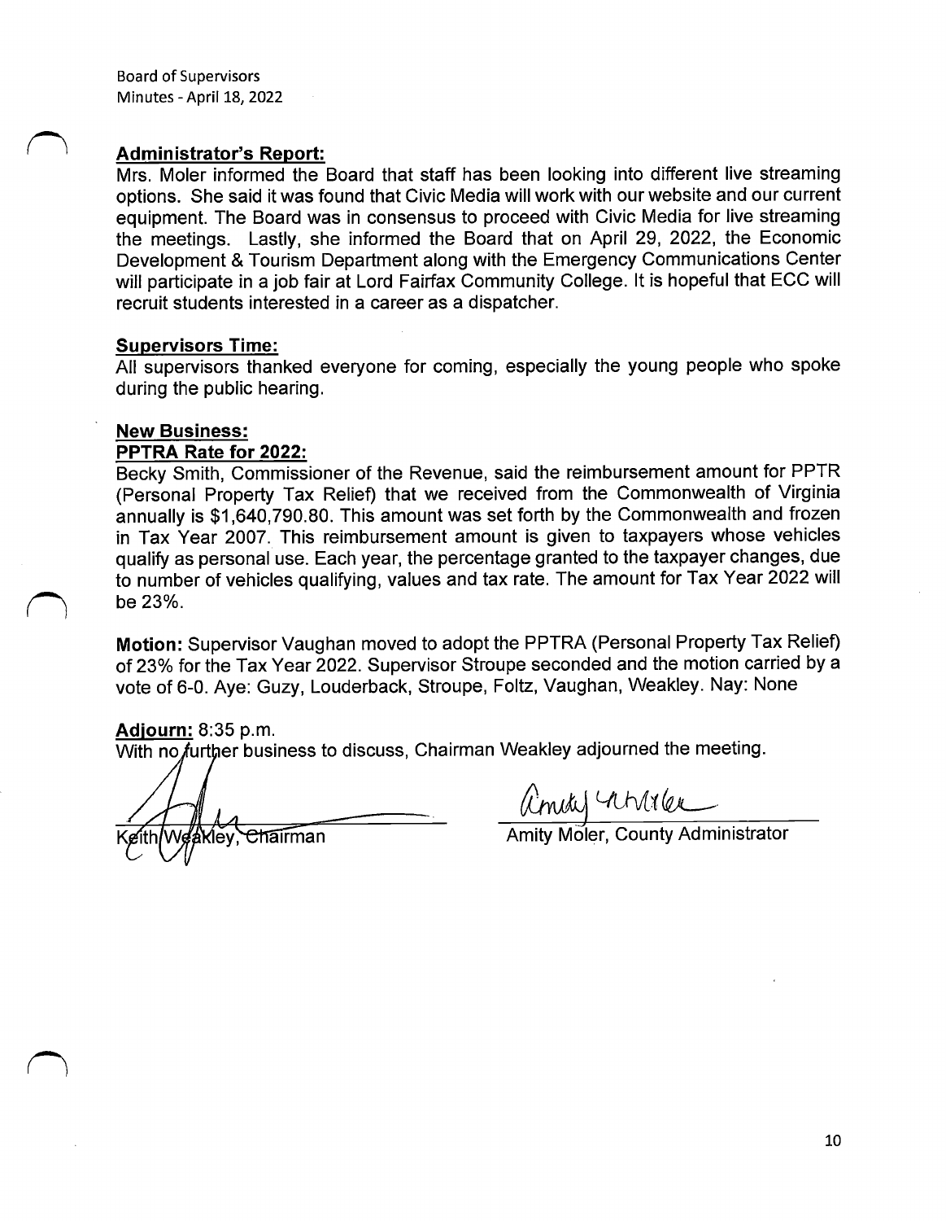**Administrator's Report:**

Mrs. Moler informed the Board that staff has been looking into different live streaming options. She said it was found that Civic Media will work with our website and our current equipment. The Board was in consensus to proceed with Civic Media for live streaming the meetings. Lastly, she informed the Board that on April 29, 2022, the Economic Development & Tourism Department along with the Emergency Communications Center will participate in a job fair at Lord Fairfax Community College. It is hopeful that ECC will recruit students interested in a career as a dispatcher.

**Supervisors Time:**

All supervisors thanked everyone for coming, especially the young people who spoke during the public hearing.

**New Business:**

**PPTRA Rate for 2022:**

Becky Smith, Commissioner of the Revenue, said the reimbursement amount for PPTR (Personal Property Tax Relief) that we received from the Commonwealth of Virginia annually is $1,640,790.80. This amount was set forth by the Commonwealth and frozen in Tax Year 2007. This reimbursement amount is given to taxpayers whose vehicles qualify as personal use. Each year, the percentage granted to the taxpayer changes, due to number of vehicles qualifying, values and tax rate. The amount for Tax Year 2022 will be 23%.

**Motion:** Supervisor Vaughan moved to adopt the PPTRA (Personal Property Tax Relief) of 23% for the Tax Year 2022. Supervisor Stroupe seconded and the motion carried by a vote of 6-0. Aye: Guzy, Louderback, Stroupe, Foltz, Vaughan, Weakley. Nay: None

**Adjourn:** 8:35 p.m.

With no further business to discuss, Chairman Weakley adjourned the meeting.

Keith Weakley, Chairman

Amity Moler, County Administrator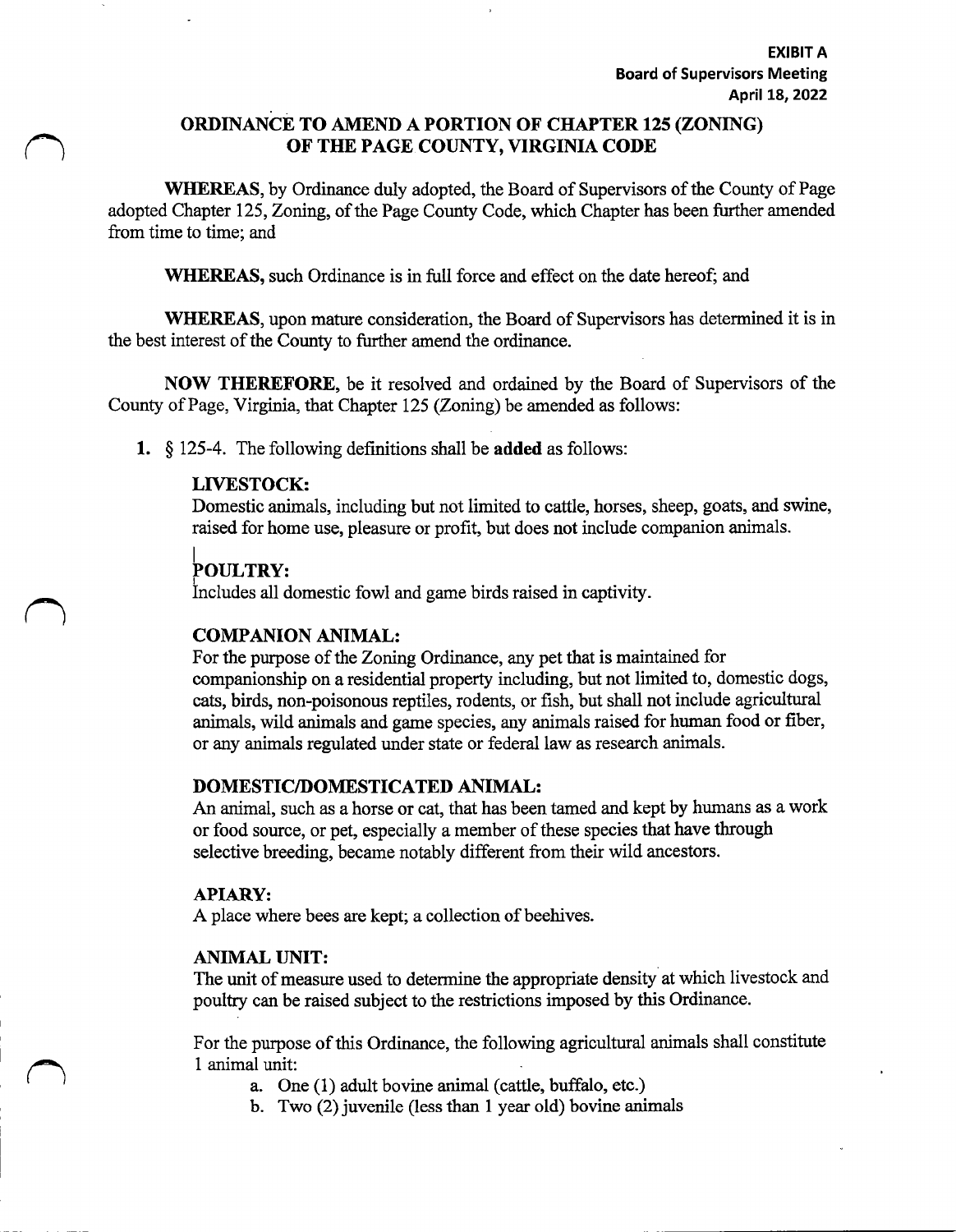**EXIBIT A**
**Board of Supervisors Meeting**
**April 18, 2022**

# ORDINANCE TO AMEND A PORTION OF CHAPTER 125 (ZONING) OF THE PAGE COUNTY, VIRGINIA CODE

**WHEREAS,** by Ordinance duly adopted, the Board of Supervisors of the County of Page adopted Chapter 125, Zoning, of the Page County Code, which Chapter has been further amended from time to time; and

**WHEREAS,** such Ordinance is in full force and effect on the date hereof; and

**WHEREAS,** upon mature consideration, the Board of Supervisors has determined it is in the best interest of the County to further amend the ordinance.

**NOW THEREFORE,** be it resolved and ordained by the Board of Supervisors of the County of Page, Virginia, that Chapter 125 (Zoning) be amended as follows:

1. § 125-4. The following definitions shall be **added** as follows:

   **LIVESTOCK:**
   Domestic animals, including but not limited to cattle, horses, sheep, goats, and swine, raised for home use, pleasure or profit, but does not include companion animals.

   **POULTRY:**
   Includes all domestic fowl and game birds raised in captivity.

   **COMPANION ANIMAL:**
   For the purpose of the Zoning Ordinance, any pet that is maintained for companionship on a residential property including, but not limited to, domestic dogs, cats, birds, non-poisonous reptiles, rodents, or fish, but shall not include agricultural animals, wild animals and game species, any animals raised for human food or fiber, or any animals regulated under state or federal law as research animals.

   **DOMESTIC/DOMESTICATED ANIMAL:**
   An animal, such as a horse or cat, that has been tamed and kept by humans as a work or food source, or pet, especially a member of these species that have through selective breeding, became notably different from their wild ancestors.

   **APIARY:**
   A place where bees are kept; a collection of beehives.

   **ANIMAL UNIT:**
   The unit of measure used to determine the appropriate density at which livestock and poultry can be raised subject to the restrictions imposed by this Ordinance.

   For the purpose of this Ordinance, the following agricultural animals shall constitute 1 animal unit:

   a. One (1) adult bovine animal (cattle, buffalo, etc.)
   b. Two (2) juvenile (less than 1 year old) bovine animals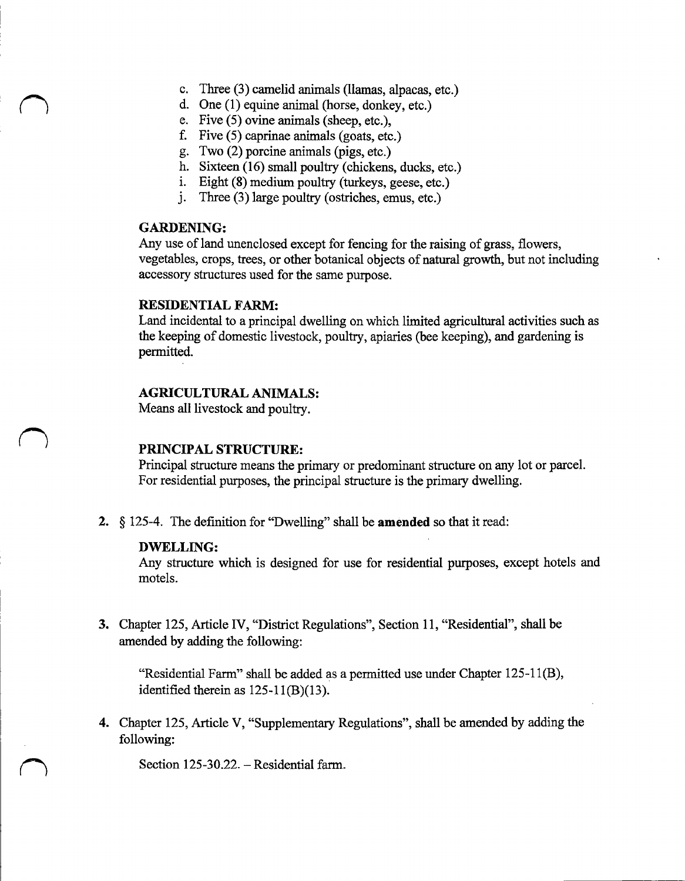c. Three (3) camelid animals (llamas, alpacas, etc.)
d. One (1) equine animal (horse, donkey, etc.)
e. Five (5) ovine animals (sheep, etc.),
f. Five (5) caprinae animals (goats, etc.)
g. Two (2) porcine animals (pigs, etc.)
h. Sixteen (16) small poultry (chickens, ducks, etc.)
i. Eight (8) medium poultry (turkeys, geese, etc.)
j. Three (3) large poultry (ostriches, emus, etc.)

**GARDENING:**
Any use of land unenclosed except for fencing for the raising of grass, flowers, vegetables, crops, trees, or other botanical objects of natural growth, but not including accessory structures used for the same purpose.

**RESIDENTIAL FARM:**
Land incidental to a principal dwelling on which limited agricultural activities such as the keeping of domestic livestock, poultry, apiaries (bee keeping), and gardening is permitted.

**AGRICULTURAL ANIMALS:**
Means all livestock and poultry.

**PRINCIPAL STRUCTURE:**
Principal structure means the primary or predominant structure on any lot or parcel. For residential purposes, the principal structure is the primary dwelling.

2. § 125-4. The definition for "Dwelling" shall be **amended** so that it read:

   **DWELLING:**
   Any structure which is designed for use for residential purposes, except hotels and motels.

3. Chapter 125, Article IV, "District Regulations", Section 11, "Residential", shall be amended by adding the following:

   "Residential Farm" shall be added as a permitted use under Chapter 125-11(B), identified therein as 125-11(B)(13).

4. Chapter 125, Article V, "Supplementary Regulations", shall be amended by adding the following:

   Section 125-30.22. – Residential farm.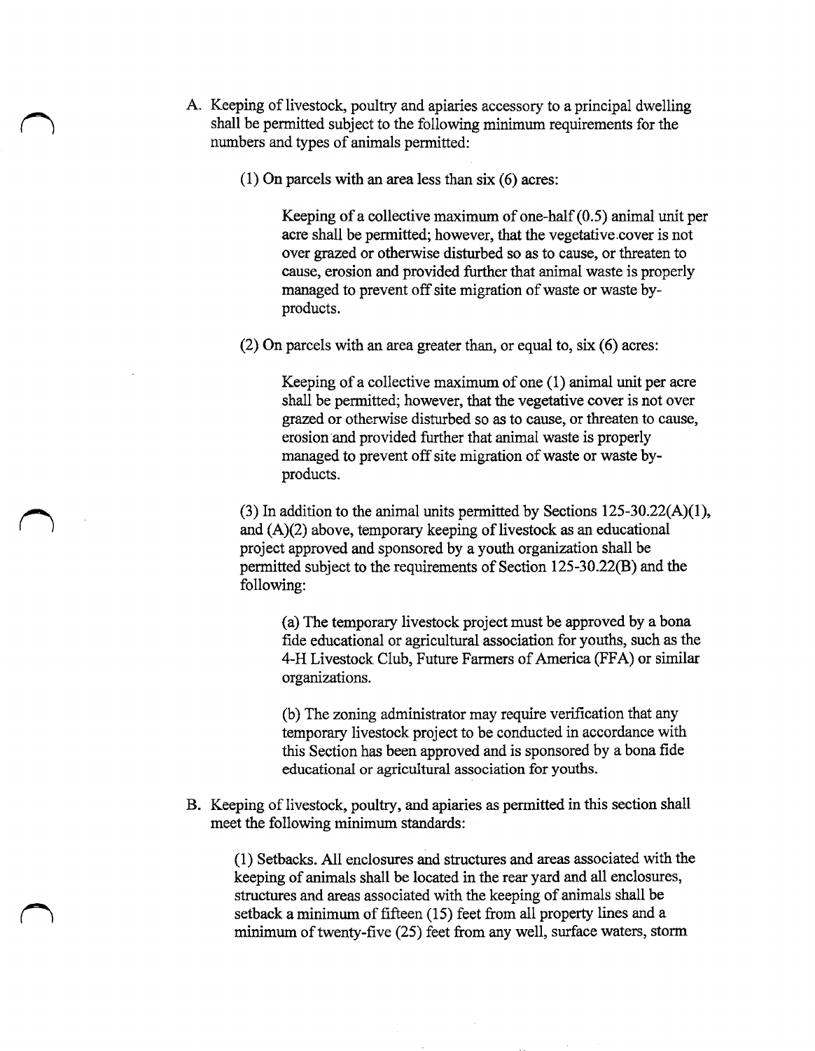A. Keeping of livestock, poultry and apiaries accessory to a principal dwelling shall be permitted subject to the following minimum requirements for the numbers and types of animals permitted:

   (1) On parcels with an area less than six (6) acres:

      Keeping of a collective maximum of one-half (0.5) animal unit per acre shall be permitted; however, that the vegetative cover is not over grazed or otherwise disturbed so as to cause, or threaten to cause, erosion and provided further that animal waste is properly managed to prevent off site migration of waste or waste by-products.

   (2) On parcels with an area greater than, or equal to, six (6) acres:

      Keeping of a collective maximum of one (1) animal unit per acre shall be permitted; however, that the vegetative cover is not over grazed or otherwise disturbed so as to cause, or threaten to cause, erosion and provided further that animal waste is properly managed to prevent off site migration of waste or waste by-products.

   (3) In addition to the animal units permitted by Sections 125-30.22(A)(1), and (A)(2) above, temporary keeping of livestock as an educational project approved and sponsored by a youth organization shall be permitted subject to the requirements of Section 125-30.22(B) and the following:

      (a) The temporary livestock project must be approved by a bona fide educational or agricultural association for youths, such as the 4-H Livestock Club, Future Farmers of America (FFA) or similar organizations.

      (b) The zoning administrator may require verification that any temporary livestock project to be conducted in accordance with this Section has been approved and is sponsored by a bona fide educational or agricultural association for youths.

B. Keeping of livestock, poultry, and apiaries as permitted in this section shall meet the following minimum standards:

   (1) Setbacks. All enclosures and structures and areas associated with the keeping of animals shall be located in the rear yard and all enclosures, structures and areas associated with the keeping of animals shall be setback a minimum of fifteen (15) feet from all property lines and a minimum of twenty-five (25) feet from any well, surface waters, storm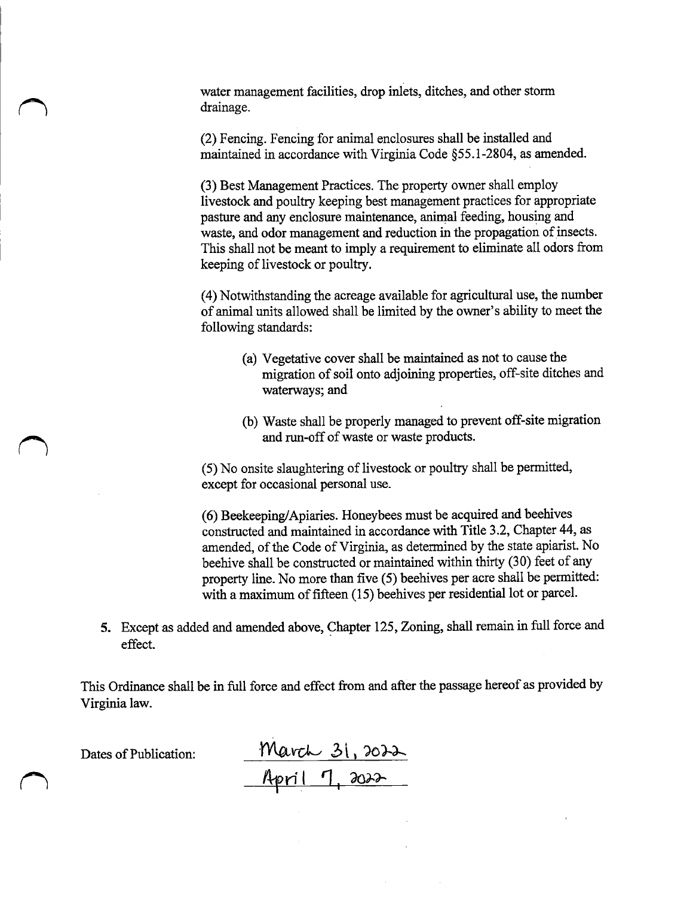water management facilities, drop inlets, ditches, and other storm drainage.

(2) Fencing. Fencing for animal enclosures shall be installed and maintained in accordance with Virginia Code §55.1-2804, as amended.

(3) Best Management Practices. The property owner shall employ livestock and poultry keeping best management practices for appropriate pasture and any enclosure maintenance, animal feeding, housing and waste, and odor management and reduction in the propagation of insects. This shall not be meant to imply a requirement to eliminate all odors from keeping of livestock or poultry.

(4) Notwithstanding the acreage available for agricultural use, the number of animal units allowed shall be limited by the owner's ability to meet the following standards:

(a) Vegetative cover shall be maintained as not to cause the migration of soil onto adjoining properties, off-site ditches and waterways; and

(b) Waste shall be properly managed to prevent off-site migration and run-off of waste or waste products.

(5) No onsite slaughtering of livestock or poultry shall be permitted, except for occasional personal use.

(6) Beekeeping/Apiaries. Honeybees must be acquired and beehives constructed and maintained in accordance with Title 3.2, Chapter 44, as amended, of the Code of Virginia, as determined by the state apiarist. No beehive shall be constructed or maintained within thirty (30) feet of any property line. No more than five (5) beehives per acre shall be permitted: with a maximum of fifteen (15) beehives per residential lot or parcel.

5. Except as added and amended above, Chapter 125, Zoning, shall remain in full force and effect.

This Ordinance shall be in full force and effect from and after the passage hereof as provided by Virginia law.

Dates of Publication: March 31, 2022
April 7, 2022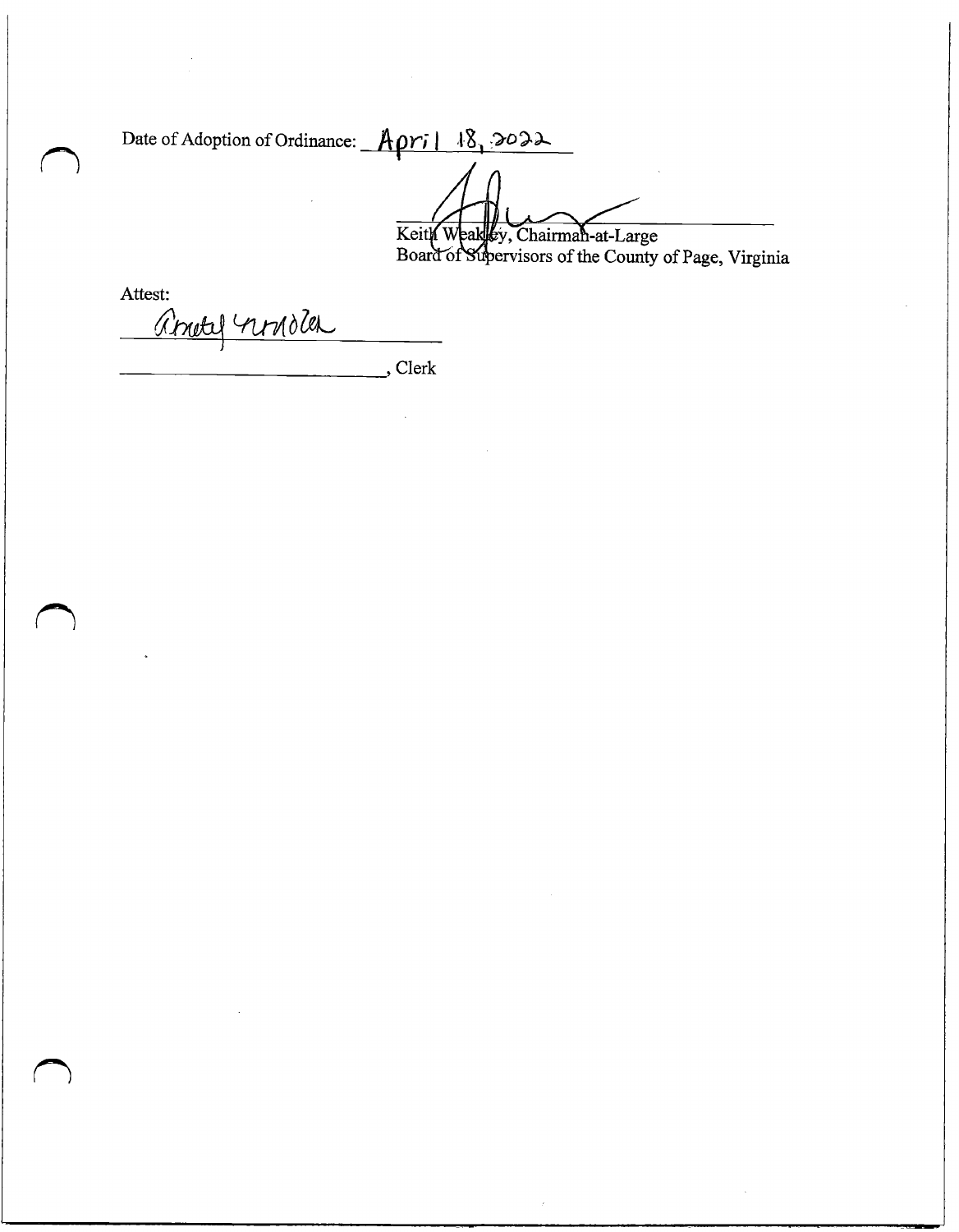Date of Adoption of Ordinance: April 18, 2022

Keith Weakley, Chairman-at-Large
Board of Supervisors of the County of Page, Virginia

Attest:

Amity Moler

_________________________, Clerk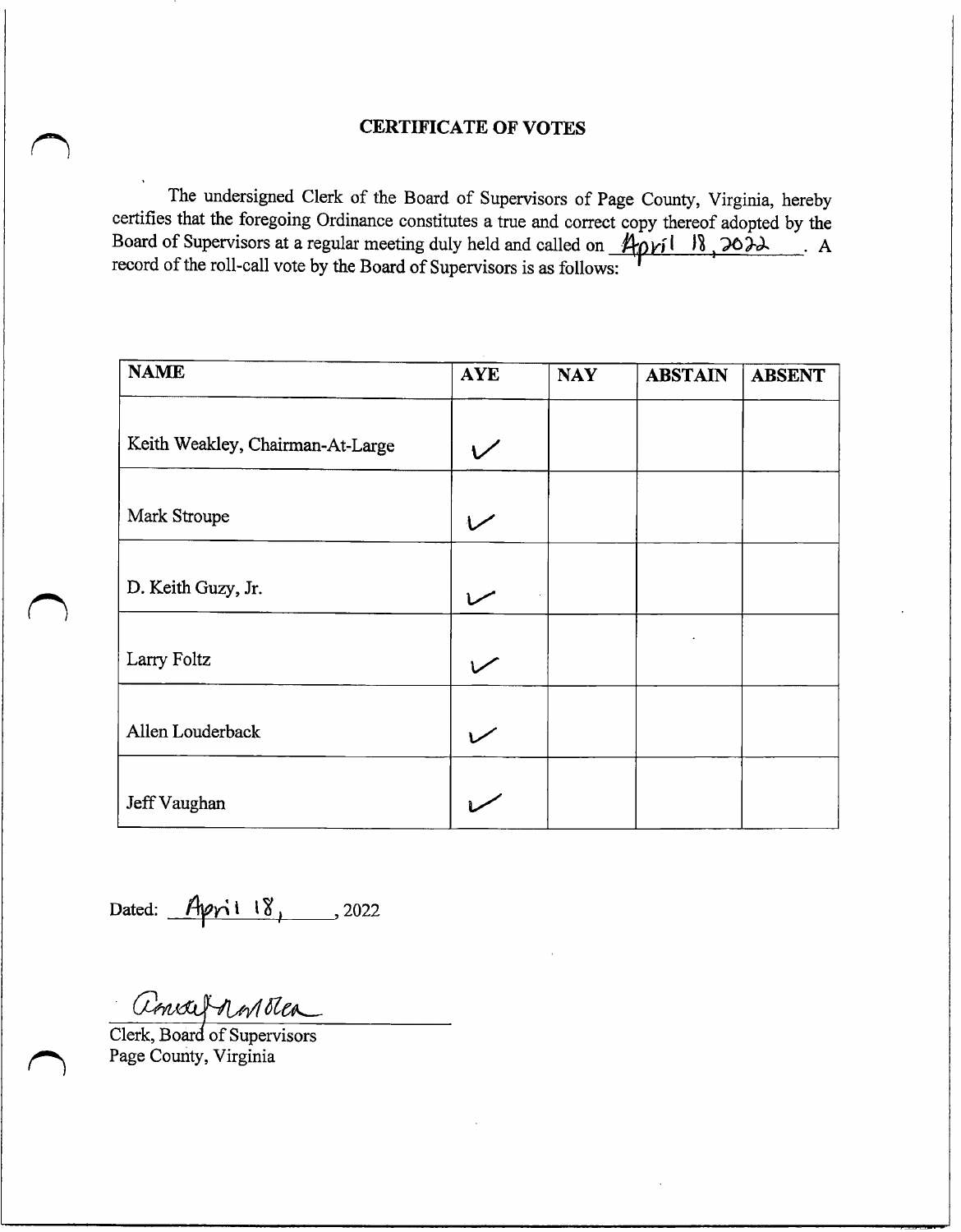# CERTIFICATE OF VOTES

The undersigned Clerk of the Board of Supervisors of Page County, Virginia, hereby certifies that the foregoing Ordinance constitutes a true and correct copy thereof adopted by the Board of Supervisors at a regular meeting duly held and called on April 18, 2022. A record of the roll-call vote by the Board of Supervisors is as follows:

| NAME | AYE | NAY | ABSTAIN | ABSENT |
|---|---|---|---|---|
| Keith Weakley, Chairman-At-Large | ✓ | | | |
| Mark Stroupe | ✓ | | | |
| D. Keith Guzy, Jr. | ✓ | | | |
| Larry Foltz | ✓ | | | |
| Allen Louderback | ✓ | | | |
| Jeff Vaughan | ✓ | | | |

Dated: April 18, 2022

Clerk, Board of Supervisors
Page County, Virginia